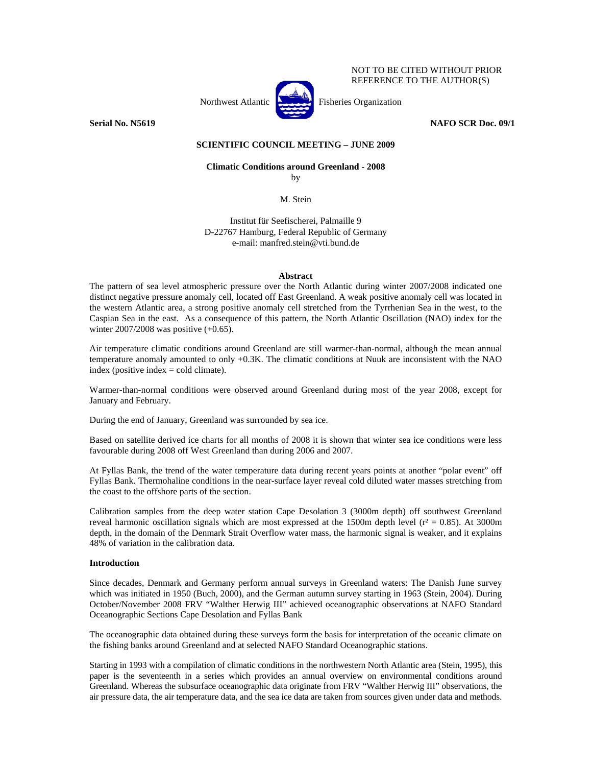NOT TO BE CITED WITHOUT PRIOR REFERENCE TO THE AUTHOR(S)

Northwest Atlantic Fisheries Organization

**Serial No. N5619** **NAFO SCR Doc. 09/1**

**SCIENTIFIC COUNCIL MEETING – JUNE 2009**

**Climatic Conditions around Greenland - 2008**

by

M. Stein

Institut für Seefischerei, Palmaille 9
D-22767 Hamburg, Federal Republic of Germany
e-mail: manfred.stein@vti.bund.de

## Abstract

The pattern of sea level atmospheric pressure over the North Atlantic during winter 2007/2008 indicated one distinct negative pressure anomaly cell, located off East Greenland. A weak positive anomaly cell was located in the western Atlantic area, a strong positive anomaly cell stretched from the Tyrrhenian Sea in the west, to the Caspian Sea in the east. As a consequence of this pattern, the North Atlantic Oscillation (NAO) index for the winter 2007/2008 was positive (+0.65).

Air temperature climatic conditions around Greenland are still warmer-than-normal, although the mean annual temperature anomaly amounted to only +0.3K. The climatic conditions at Nuuk are inconsistent with the NAO index (positive index = cold climate).

Warmer-than-normal conditions were observed around Greenland during most of the year 2008, except for January and February.

During the end of January, Greenland was surrounded by sea ice.

Based on satellite derived ice charts for all months of 2008 it is shown that winter sea ice conditions were less favourable during 2008 off West Greenland than during 2006 and 2007.

At Fyllas Bank, the trend of the water temperature data during recent years points at another "polar event" off Fyllas Bank. Thermohaline conditions in the near-surface layer reveal cold diluted water masses stretching from the coast to the offshore parts of the section.

Calibration samples from the deep water station Cape Desolation 3 (3000m depth) off southwest Greenland reveal harmonic oscillation signals which are most expressed at the 1500m depth level ($r^2 = 0.85$). At 3000m depth, in the domain of the Denmark Strait Overflow water mass, the harmonic signal is weaker, and it explains 48% of variation in the calibration data.

## Introduction

Since decades, Denmark and Germany perform annual surveys in Greenland waters: The Danish June survey which was initiated in 1950 (Buch, 2000), and the German autumn survey starting in 1963 (Stein, 2004). During October/November 2008 FRV "Walther Herwig III" achieved oceanographic observations at NAFO Standard Oceanographic Sections Cape Desolation and Fyllas Bank

The oceanographic data obtained during these surveys form the basis for interpretation of the oceanic climate on the fishing banks around Greenland and at selected NAFO Standard Oceanographic stations.

Starting in 1993 with a compilation of climatic conditions in the northwestern North Atlantic area (Stein, 1995), this paper is the seventeenth in a series which provides an annual overview on environmental conditions around Greenland. Whereas the subsurface oceanographic data originate from FRV "Walther Herwig III" observations, the air pressure data, the air temperature data, and the sea ice data are taken from sources given under data and methods.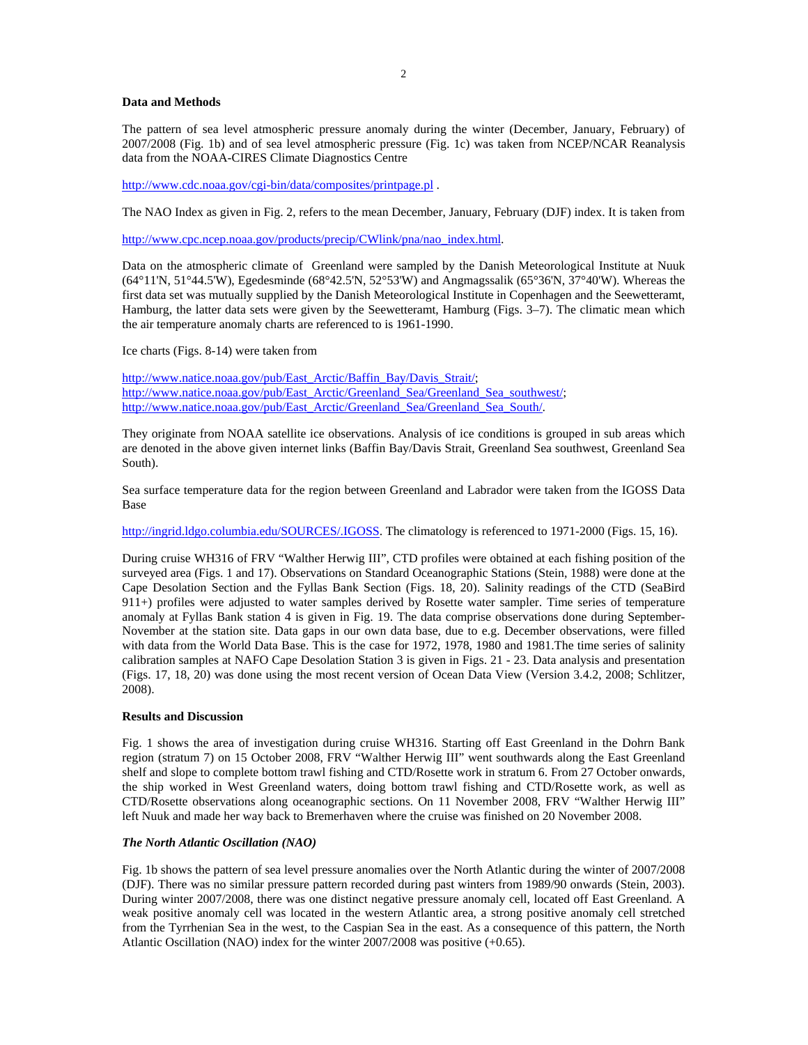**Data and Methods**

The pattern of sea level atmospheric pressure anomaly during the winter (December, January, February) of 2007/2008 (Fig. 1b) and of sea level atmospheric pressure (Fig. 1c) was taken from NCEP/NCAR Reanalysis data from the NOAA-CIRES Climate Diagnostics Centre

http://www.cdc.noaa.gov/cgi-bin/data/composites/printpage.pl .

The NAO Index as given in Fig. 2, refers to the mean December, January, February (DJF) index. It is taken from

http://www.cpc.ncep.noaa.gov/products/precip/CWlink/pna/nao_index.html.

Data on the atmospheric climate of Greenland were sampled by the Danish Meteorological Institute at Nuuk (64°11'N, 51°44.5'W), Egedesminde (68°42.5'N, 52°53'W) and Angmagssalik (65°36'N, 37°40'W). Whereas the first data set was mutually supplied by the Danish Meteorological Institute in Copenhagen and the Seewetteramt, Hamburg, the latter data sets were given by the Seewetteramt, Hamburg (Figs. 3–7). The climatic mean which the air temperature anomaly charts are referenced to is 1961-1990.

Ice charts (Figs. 8-14) were taken from

http://www.natice.noaa.gov/pub/East_Arctic/Baffin_Bay/Davis_Strait/;
http://www.natice.noaa.gov/pub/East_Arctic/Greenland_Sea/Greenland_Sea_southwest/;
http://www.natice.noaa.gov/pub/East_Arctic/Greenland_Sea/Greenland_Sea_South/.

They originate from NOAA satellite ice observations. Analysis of ice conditions is grouped in sub areas which are denoted in the above given internet links (Baffin Bay/Davis Strait, Greenland Sea southwest, Greenland Sea South).

Sea surface temperature data for the region between Greenland and Labrador were taken from the IGOSS Data Base

http://ingrid.ldgo.columbia.edu/SOURCES/.IGOSS. The climatology is referenced to 1971-2000 (Figs. 15, 16).

During cruise WH316 of FRV "Walther Herwig III", CTD profiles were obtained at each fishing position of the surveyed area (Figs. 1 and 17). Observations on Standard Oceanographic Stations (Stein, 1988) were done at the Cape Desolation Section and the Fyllas Bank Section (Figs. 18, 20). Salinity readings of the CTD (SeaBird 911+) profiles were adjusted to water samples derived by Rosette water sampler. Time series of temperature anomaly at Fyllas Bank station 4 is given in Fig. 19. The data comprise observations done during September-November at the station site. Data gaps in our own data base, due to e.g. December observations, were filled with data from the World Data Base. This is the case for 1972, 1978, 1980 and 1981.The time series of salinity calibration samples at NAFO Cape Desolation Station 3 is given in Figs. 21 - 23. Data analysis and presentation (Figs. 17, 18, 20) was done using the most recent version of Ocean Data View (Version 3.4.2, 2008; Schlitzer, 2008).

**Results and Discussion**

Fig. 1 shows the area of investigation during cruise WH316. Starting off East Greenland in the Dohrn Bank region (stratum 7) on 15 October 2008, FRV "Walther Herwig III" went southwards along the East Greenland shelf and slope to complete bottom trawl fishing and CTD/Rosette work in stratum 6. From 27 October onwards, the ship worked in West Greenland waters, doing bottom trawl fishing and CTD/Rosette work, as well as CTD/Rosette observations along oceanographic sections. On 11 November 2008, FRV "Walther Herwig III" left Nuuk and made her way back to Bremerhaven where the cruise was finished on 20 November 2008.

***The North Atlantic Oscillation (NAO)***

Fig. 1b shows the pattern of sea level pressure anomalies over the North Atlantic during the winter of 2007/2008 (DJF). There was no similar pressure pattern recorded during past winters from 1989/90 onwards (Stein, 2003). During winter 2007/2008, there was one distinct negative pressure anomaly cell, located off East Greenland. A weak positive anomaly cell was located in the western Atlantic area, a strong positive anomaly cell stretched from the Tyrrhenian Sea in the west, to the Caspian Sea in the east. As a consequence of this pattern, the North Atlantic Oscillation (NAO) index for the winter 2007/2008 was positive (+0.65).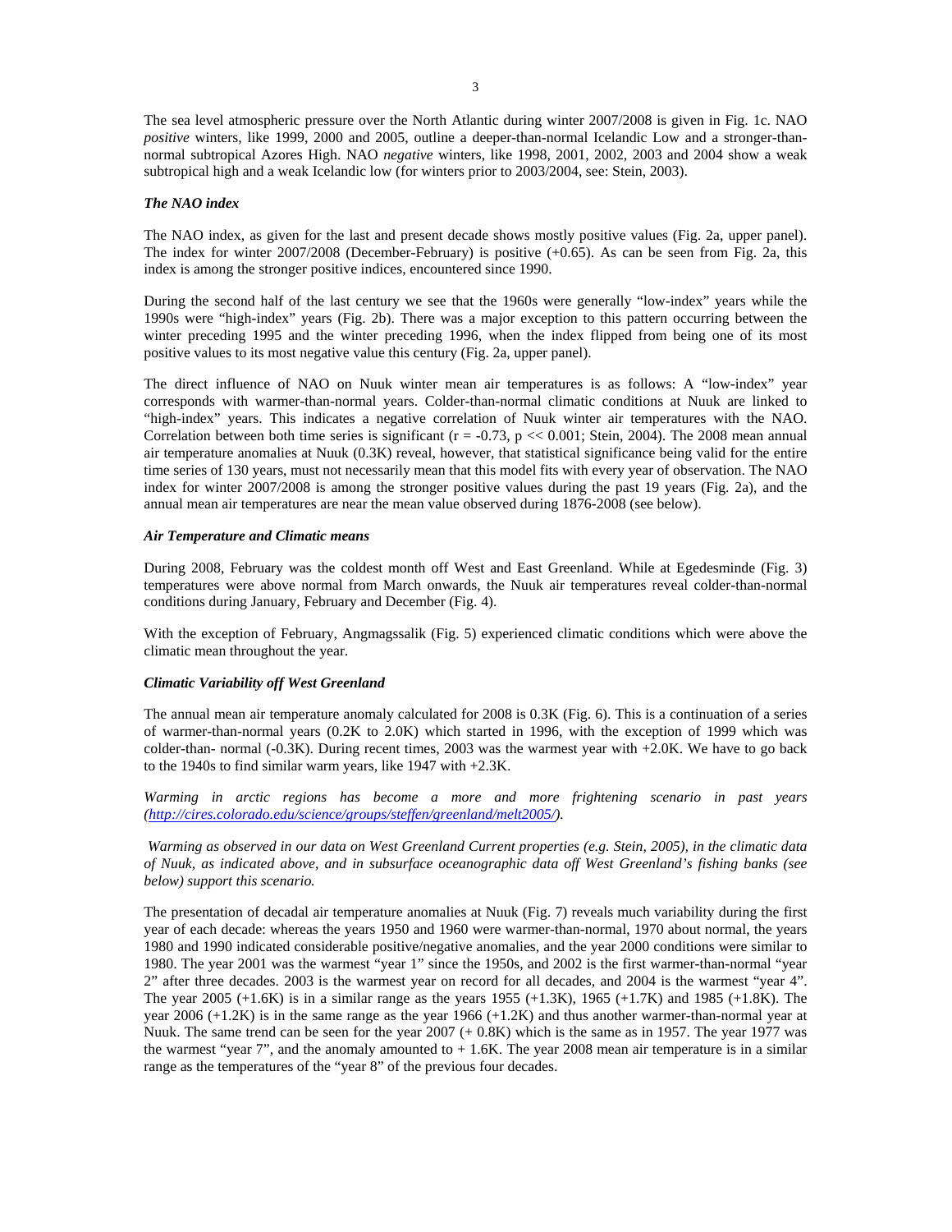The sea level atmospheric pressure over the North Atlantic during winter 2007/2008 is given in Fig. 1c. NAO *positive* winters, like 1999, 2000 and 2005, outline a deeper-than-normal Icelandic Low and a stronger-than-normal subtropical Azores High. NAO *negative* winters, like 1998, 2001, 2002, 2003 and 2004 show a weak subtropical high and a weak Icelandic low (for winters prior to 2003/2004, see: Stein, 2003).

### *The NAO index*

The NAO index, as given for the last and present decade shows mostly positive values (Fig. 2a, upper panel). The index for winter 2007/2008 (December-February) is positive (+0.65). As can be seen from Fig. 2a, this index is among the stronger positive indices, encountered since 1990.

During the second half of the last century we see that the 1960s were generally "low-index" years while the 1990s were "high-index" years (Fig. 2b). There was a major exception to this pattern occurring between the winter preceding 1995 and the winter preceding 1996, when the index flipped from being one of its most positive values to its most negative value this century (Fig. 2a, upper panel).

The direct influence of NAO on Nuuk winter mean air temperatures is as follows: A "low-index" year corresponds with warmer-than-normal years. Colder-than-normal climatic conditions at Nuuk are linked to "high-index" years. This indicates a negative correlation of Nuuk winter air temperatures with the NAO. Correlation between both time series is significant ($r = -0.73$, $p << 0.001$; Stein, 2004). The 2008 mean annual air temperature anomalies at Nuuk (0.3K) reveal, however, that statistical significance being valid for the entire time series of 130 years, must not necessarily mean that this model fits with every year of observation. The NAO index for winter 2007/2008 is among the stronger positive values during the past 19 years (Fig. 2a), and the annual mean air temperatures are near the mean value observed during 1876-2008 (see below).

### *Air Temperature and Climatic means*

During 2008, February was the coldest month off West and East Greenland. While at Egedesminde (Fig. 3) temperatures were above normal from March onwards, the Nuuk air temperatures reveal colder-than-normal conditions during January, February and December (Fig. 4).

With the exception of February, Angmagssalik (Fig. 5) experienced climatic conditions which were above the climatic mean throughout the year.

### *Climatic Variability off West Greenland*

The annual mean air temperature anomaly calculated for 2008 is 0.3K (Fig. 6). This is a continuation of a series of warmer-than-normal years (0.2K to 2.0K) which started in 1996, with the exception of 1999 which was colder-than- normal (-0.3K). During recent times, 2003 was the warmest year with +2.0K. We have to go back to the 1940s to find similar warm years, like 1947 with +2.3K.

*Warming in arctic regions has become a more and more frightening scenario in past years (http://cires.colorado.edu/science/groups/steffen/greenland/melt2005/).*

*Warming as observed in our data on West Greenland Current properties (e.g. Stein, 2005), in the climatic data of Nuuk, as indicated above, and in subsurface oceanographic data off West Greenland's fishing banks (see below) support this scenario.*

The presentation of decadal air temperature anomalies at Nuuk (Fig. 7) reveals much variability during the first year of each decade: whereas the years 1950 and 1960 were warmer-than-normal, 1970 about normal, the years 1980 and 1990 indicated considerable positive/negative anomalies, and the year 2000 conditions were similar to 1980. The year 2001 was the warmest "year 1" since the 1950s, and 2002 is the first warmer-than-normal "year 2" after three decades. 2003 is the warmest year on record for all decades, and 2004 is the warmest "year 4". The year 2005 (+1.6K) is in a similar range as the years 1955 (+1.3K), 1965 (+1.7K) and 1985 (+1.8K). The year 2006 (+1.2K) is in the same range as the year 1966 (+1.2K) and thus another warmer-than-normal year at Nuuk. The same trend can be seen for the year 2007 (+ 0.8K) which is the same as in 1957. The year 1977 was the warmest "year 7", and the anomaly amounted to + 1.6K. The year 2008 mean air temperature is in a similar range as the temperatures of the "year 8" of the previous four decades.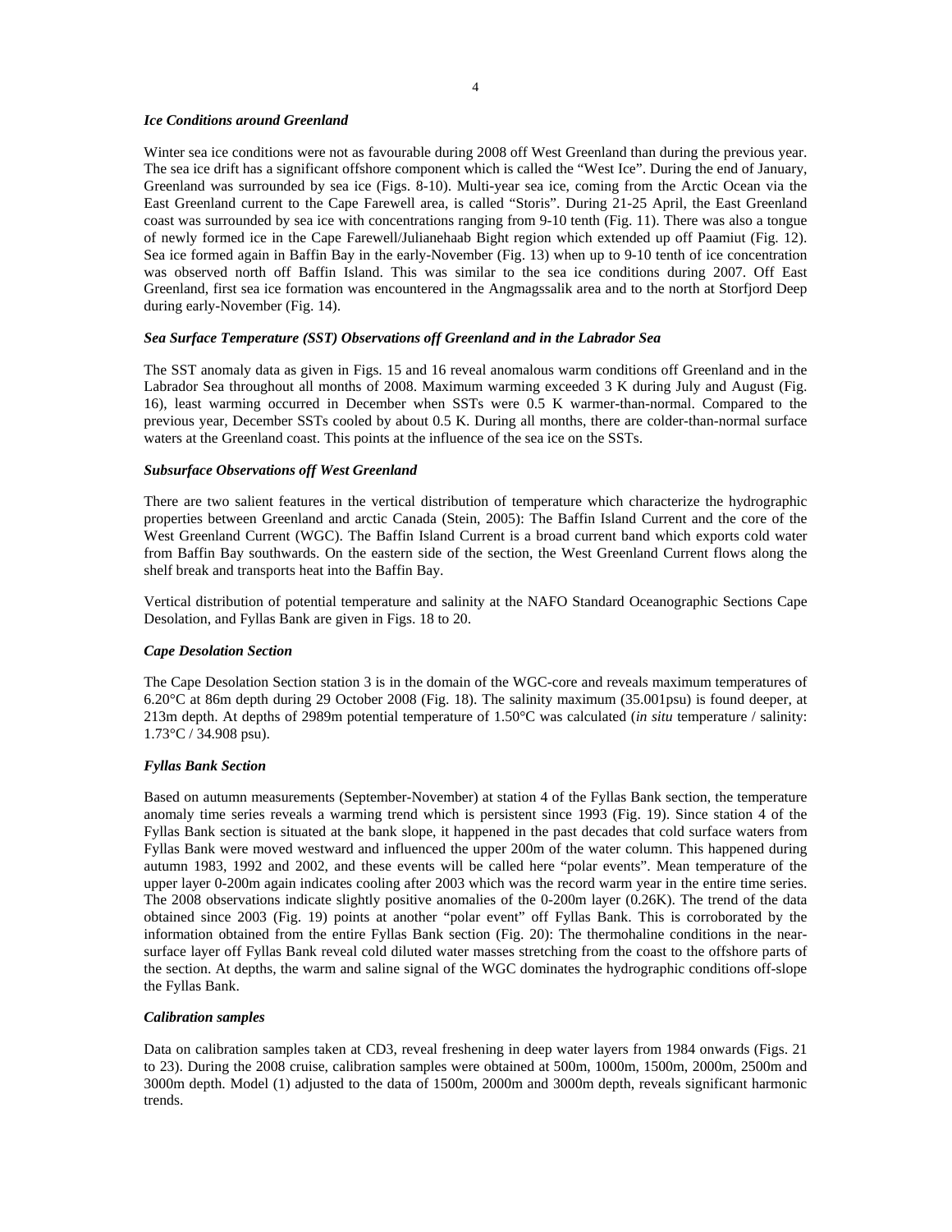### *Ice Conditions around Greenland*

Winter sea ice conditions were not as favourable during 2008 off West Greenland than during the previous year. The sea ice drift has a significant offshore component which is called the "West Ice". During the end of January, Greenland was surrounded by sea ice (Figs. 8-10). Multi-year sea ice, coming from the Arctic Ocean via the East Greenland current to the Cape Farewell area, is called "Storis". During 21-25 April, the East Greenland coast was surrounded by sea ice with concentrations ranging from 9-10 tenth (Fig. 11). There was also a tongue of newly formed ice in the Cape Farewell/Julianehaab Bight region which extended up off Paamiut (Fig. 12). Sea ice formed again in Baffin Bay in the early-November (Fig. 13) when up to 9-10 tenth of ice concentration was observed north off Baffin Island. This was similar to the sea ice conditions during 2007. Off East Greenland, first sea ice formation was encountered in the Angmagssalik area and to the north at Storfjord Deep during early-November (Fig. 14).

### *Sea Surface Temperature (SST) Observations off Greenland and in the Labrador Sea*

The SST anomaly data as given in Figs. 15 and 16 reveal anomalous warm conditions off Greenland and in the Labrador Sea throughout all months of 2008. Maximum warming exceeded 3 K during July and August (Fig. 16), least warming occurred in December when SSTs were 0.5 K warmer-than-normal. Compared to the previous year, December SSTs cooled by about 0.5 K. During all months, there are colder-than-normal surface waters at the Greenland coast. This points at the influence of the sea ice on the SSTs.

### *Subsurface Observations off West Greenland*

There are two salient features in the vertical distribution of temperature which characterize the hydrographic properties between Greenland and arctic Canada (Stein, 2005): The Baffin Island Current and the core of the West Greenland Current (WGC). The Baffin Island Current is a broad current band which exports cold water from Baffin Bay southwards. On the eastern side of the section, the West Greenland Current flows along the shelf break and transports heat into the Baffin Bay.

Vertical distribution of potential temperature and salinity at the NAFO Standard Oceanographic Sections Cape Desolation, and Fyllas Bank are given in Figs. 18 to 20.

### *Cape Desolation Section*

The Cape Desolation Section station 3 is in the domain of the WGC-core and reveals maximum temperatures of 6.20°C at 86m depth during 29 October 2008 (Fig. 18). The salinity maximum (35.001psu) is found deeper, at 213m depth. At depths of 2989m potential temperature of 1.50°C was calculated (*in situ* temperature / salinity: 1.73°C / 34.908 psu).

### *Fyllas Bank Section*

Based on autumn measurements (September-November) at station 4 of the Fyllas Bank section, the temperature anomaly time series reveals a warming trend which is persistent since 1993 (Fig. 19). Since station 4 of the Fyllas Bank section is situated at the bank slope, it happened in the past decades that cold surface waters from Fyllas Bank were moved westward and influenced the upper 200m of the water column. This happened during autumn 1983, 1992 and 2002, and these events will be called here "polar events". Mean temperature of the upper layer 0-200m again indicates cooling after 2003 which was the record warm year in the entire time series. The 2008 observations indicate slightly positive anomalies of the 0-200m layer (0.26K). The trend of the data obtained since 2003 (Fig. 19) points at another "polar event" off Fyllas Bank. This is corroborated by the information obtained from the entire Fyllas Bank section (Fig. 20): The thermohaline conditions in the near-surface layer off Fyllas Bank reveal cold diluted water masses stretching from the coast to the offshore parts of the section. At depths, the warm and saline signal of the WGC dominates the hydrographic conditions off-slope the Fyllas Bank.

### *Calibration samples*

Data on calibration samples taken at CD3, reveal freshening in deep water layers from 1984 onwards (Figs. 21 to 23). During the 2008 cruise, calibration samples were obtained at 500m, 1000m, 1500m, 2000m, 2500m and 3000m depth. Model (1) adjusted to the data of 1500m, 2000m and 3000m depth, reveals significant harmonic trends.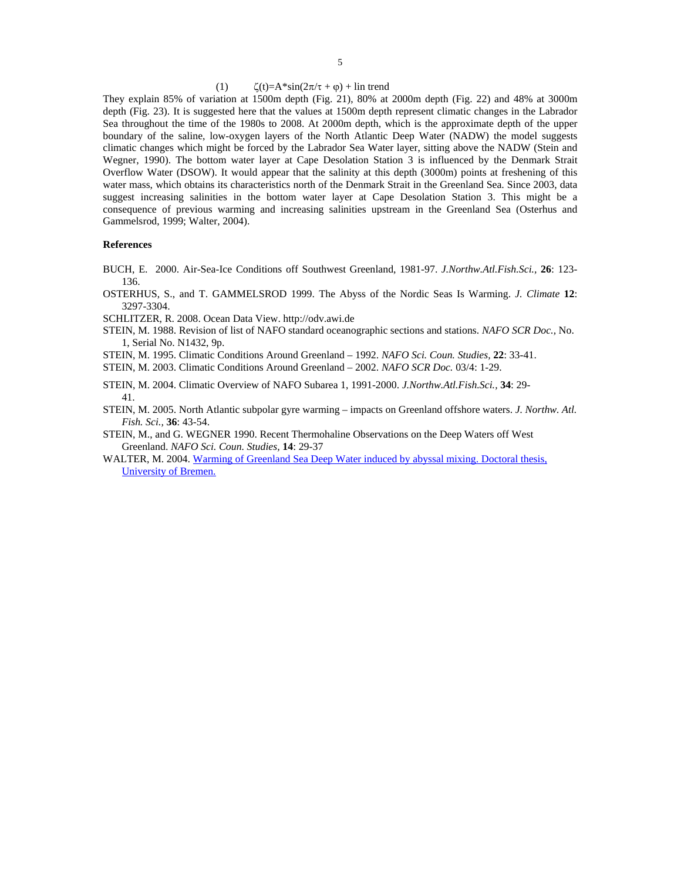(1) $\zeta(t)=A*\sin(2\pi/\tau + \varphi) + \text{lin trend}$

They explain 85% of variation at 1500m depth (Fig. 21), 80% at 2000m depth (Fig. 22) and 48% at 3000m depth (Fig. 23). It is suggested here that the values at 1500m depth represent climatic changes in the Labrador Sea throughout the time of the 1980s to 2008. At 2000m depth, which is the approximate depth of the upper boundary of the saline, low-oxygen layers of the North Atlantic Deep Water (NADW) the model suggests climatic changes which might be forced by the Labrador Sea Water layer, sitting above the NADW (Stein and Wegner, 1990). The bottom water layer at Cape Desolation Station 3 is influenced by the Denmark Strait Overflow Water (DSOW). It would appear that the salinity at this depth (3000m) points at freshening of this water mass, which obtains its characteristics north of the Denmark Strait in the Greenland Sea. Since 2003, data suggest increasing salinities in the bottom water layer at Cape Desolation Station 3. This might be a consequence of previous warming and increasing salinities upstream in the Greenland Sea (Osterhus and Gammelsrod, 1999; Walter, 2004).

**References**

BUCH, E. 2000. Air-Sea-Ice Conditions off Southwest Greenland, 1981-97. *J.Northw.Atl.Fish.Sci.*, **26**: 123-136.

OSTERHUS, S., and T. GAMMELSROD 1999. The Abyss of the Nordic Seas Is Warming. *J. Climate* **12**: 3297-3304.

SCHLITZER, R. 2008. Ocean Data View. http://odv.awi.de

STEIN, M. 1988. Revision of list of NAFO standard oceanographic sections and stations. *NAFO SCR Doc.*, No. 1, Serial No. N1432, 9p.

STEIN, M. 1995. Climatic Conditions Around Greenland – 1992. *NAFO Sci. Coun. Studies*, **22**: 33-41.

STEIN, M. 2003. Climatic Conditions Around Greenland – 2002. *NAFO SCR Doc.* 03/4: 1-29.

STEIN, M. 2004. Climatic Overview of NAFO Subarea 1, 1991-2000. *J.Northw.Atl.Fish.Sci.*, **34**: 29-41.

STEIN, M. 2005. North Atlantic subpolar gyre warming – impacts on Greenland offshore waters. *J. Northw. Atl. Fish. Sci.*, **36**: 43-54.

STEIN, M., and G. WEGNER 1990. Recent Thermohaline Observations on the Deep Waters off West Greenland. *NAFO Sci. Coun. Studies*, **14**: 29-37

WALTER, M. 2004. Warming of Greenland Sea Deep Water induced by abyssal mixing. Doctoral thesis, University of Bremen.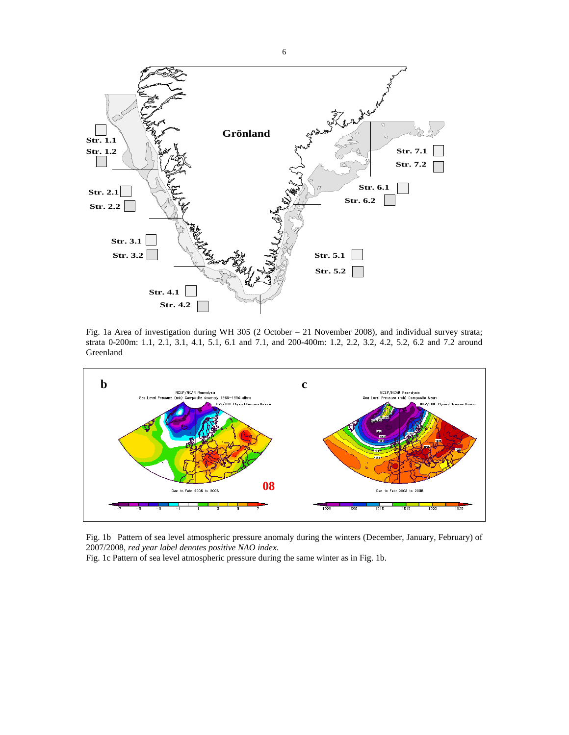Fig. 1a Area of investigation during WH 305 (2 October – 21 November 2008), and individual survey strata; strata 0-200m: 1.1, 2.1, 3.1, 4.1, 5.1, 6.1 and 7.1, and 200-400m: 1.2, 2.2, 3.2, 4.2, 5.2, 6.2 and 7.2 around Greenland

Fig. 1b Pattern of sea level atmospheric pressure anomaly during the winters (December, January, February) of 2007/2008, *red year label denotes positive NAO index.*

Fig. 1c Pattern of sea level atmospheric pressure during the same winter as in Fig. 1b.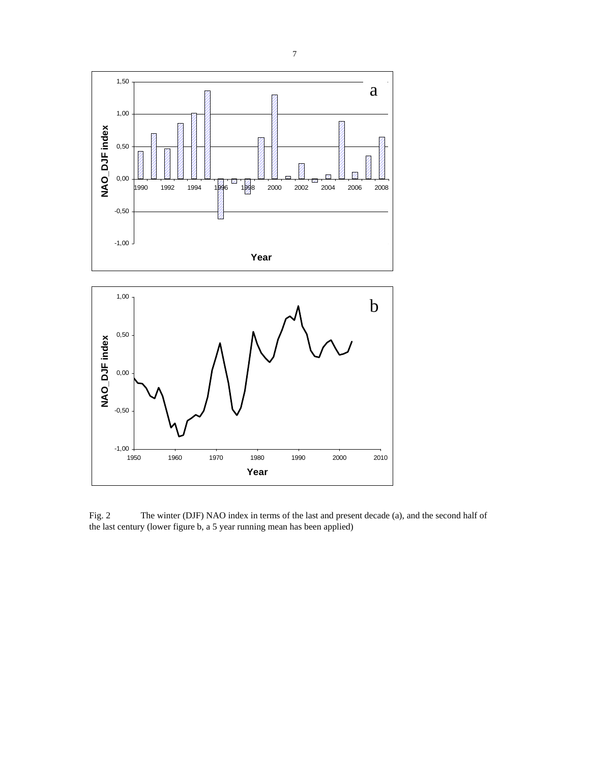Fig. 2 The winter (DJF) NAO index in terms of the last and present decade (a), and the second half of the last century (lower figure b, a 5 year running mean has been applied)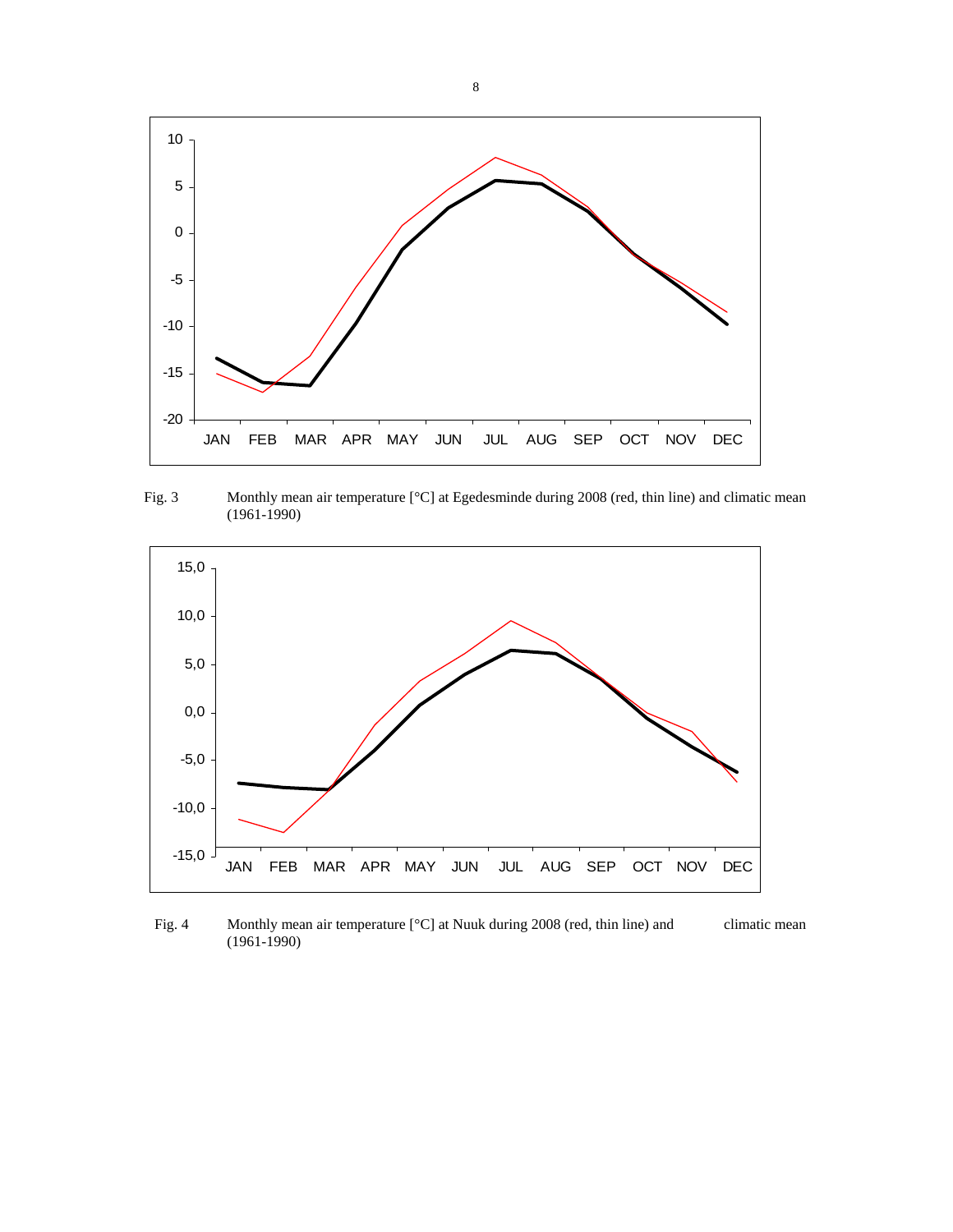Fig. 3 Monthly mean air temperature [°C] at Egedesminde during 2008 (red, thin line) and climatic mean (1961-1990)

Fig. 4 Monthly mean air temperature [°C] at Nuuk during 2008 (red, thin line) and climatic mean (1961-1990)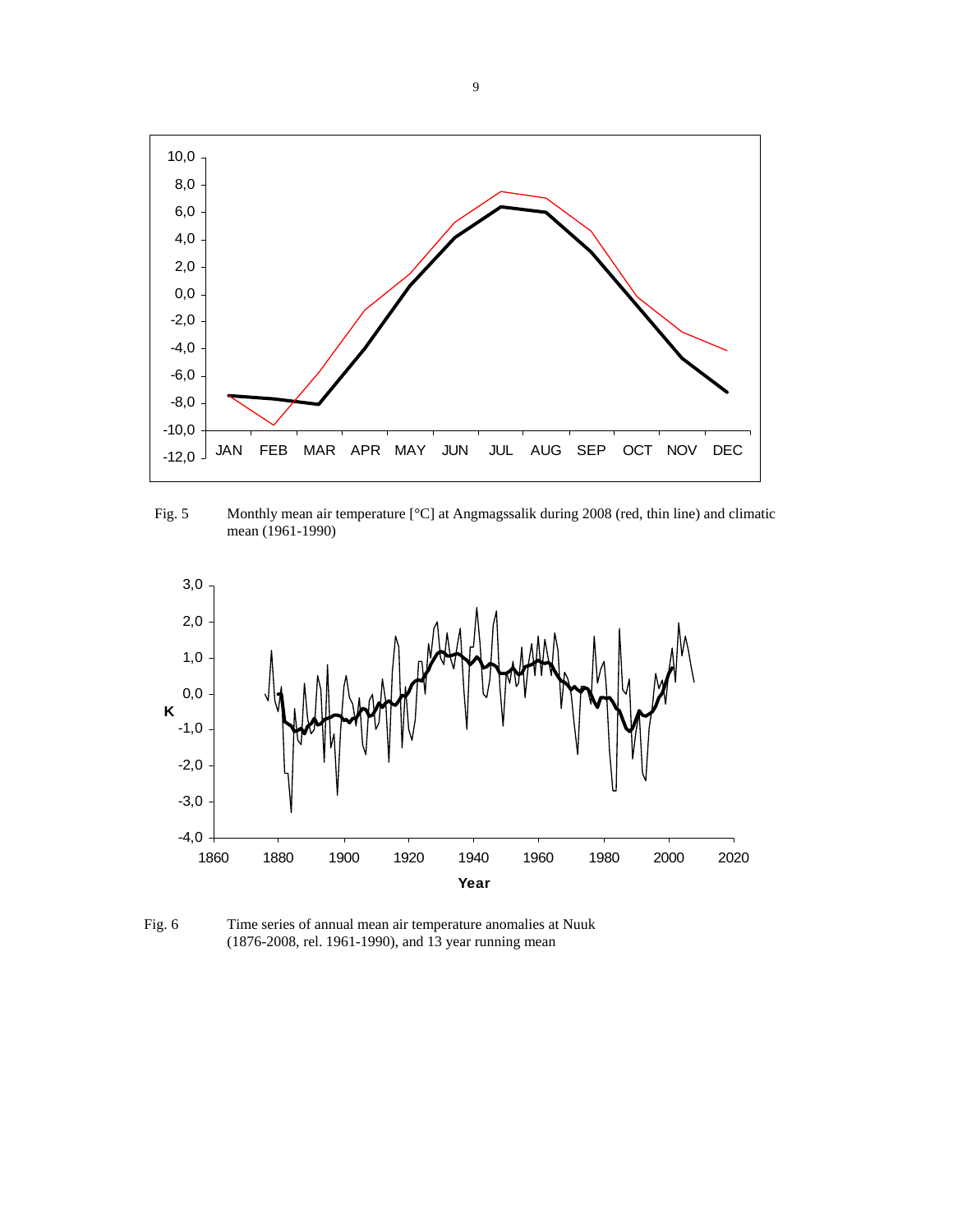Fig. 5 Monthly mean air temperature [°C] at Angmagssalik during 2008 (red, thin line) and climatic mean (1961-1990)

Fig. 6 Time series of annual mean air temperature anomalies at Nuuk (1876-2008, rel. 1961-1990), and 13 year running mean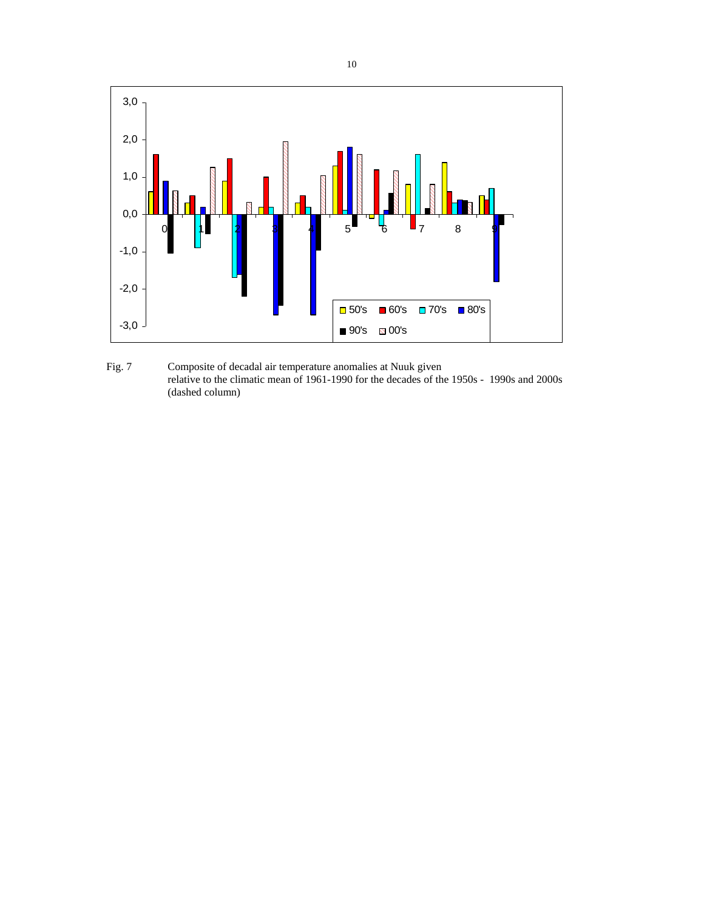Fig. 7 Composite of decadal air temperature anomalies at Nuuk given relative to the climatic mean of 1961-1990 for the decades of the 1950s - 1990s and 2000s (dashed column)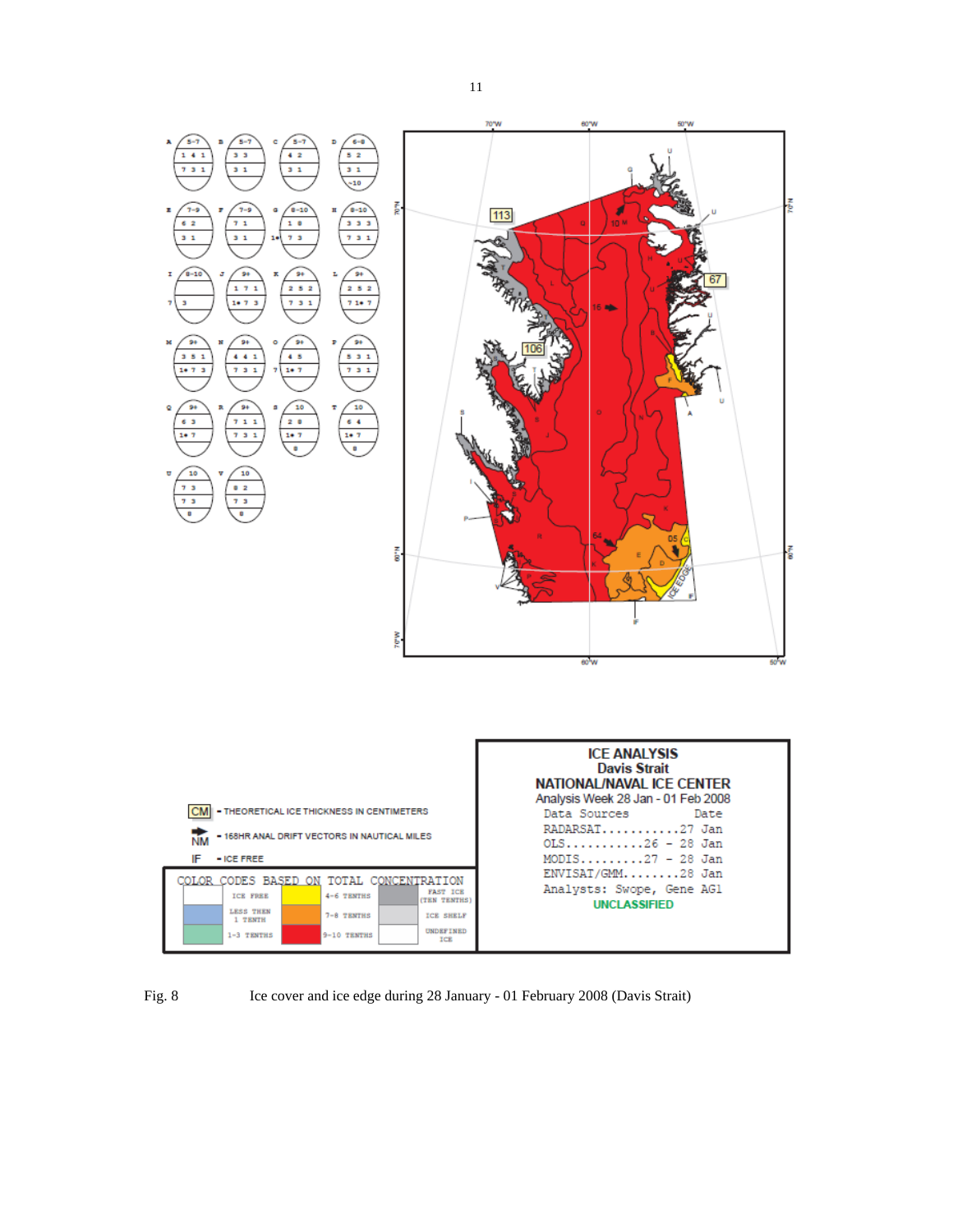Fig. 8 Ice cover and ice edge during 28 January - 01 February 2008 (Davis Strait)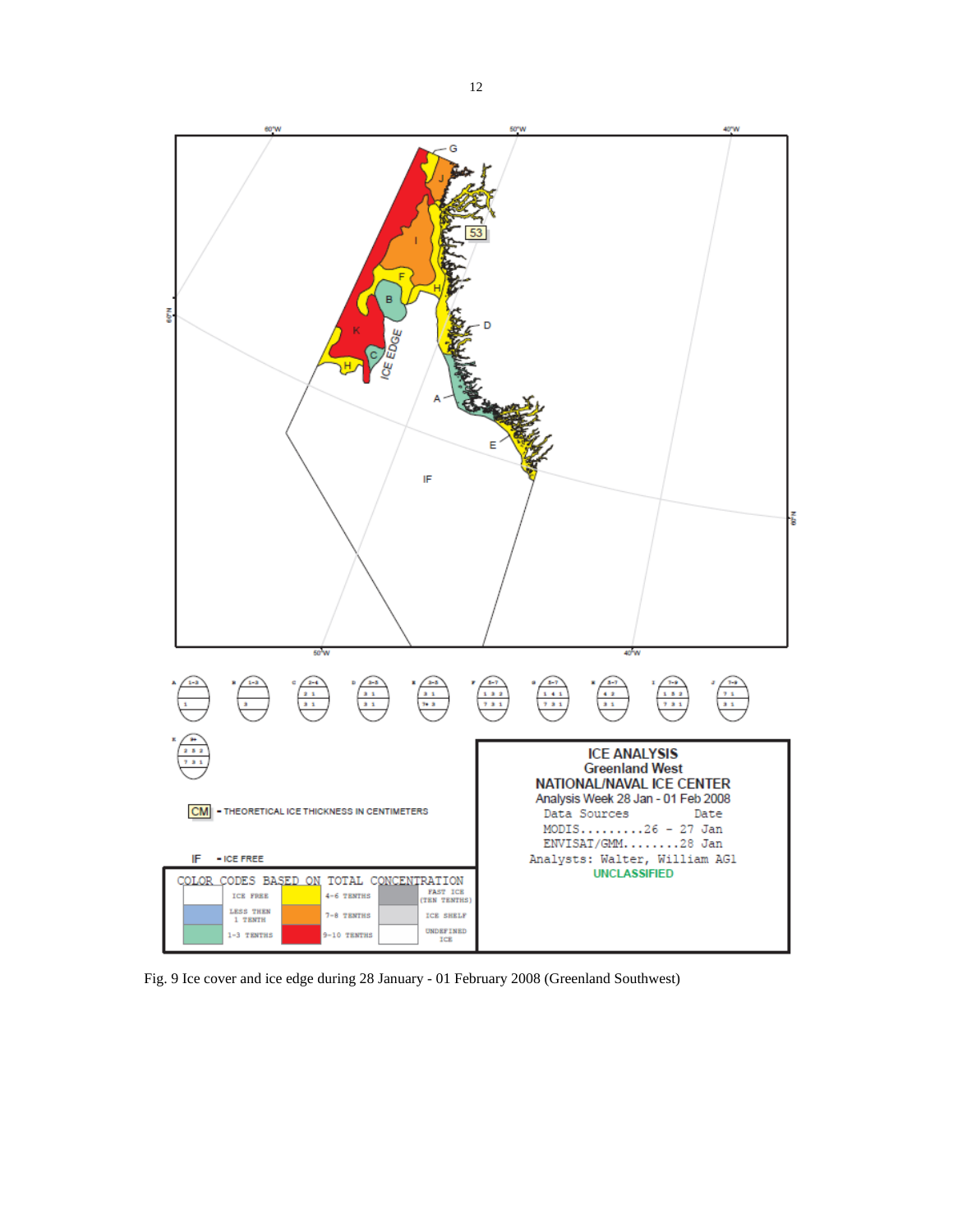Fig. 9 Ice cover and ice edge during 28 January - 01 February 2008 (Greenland Southwest)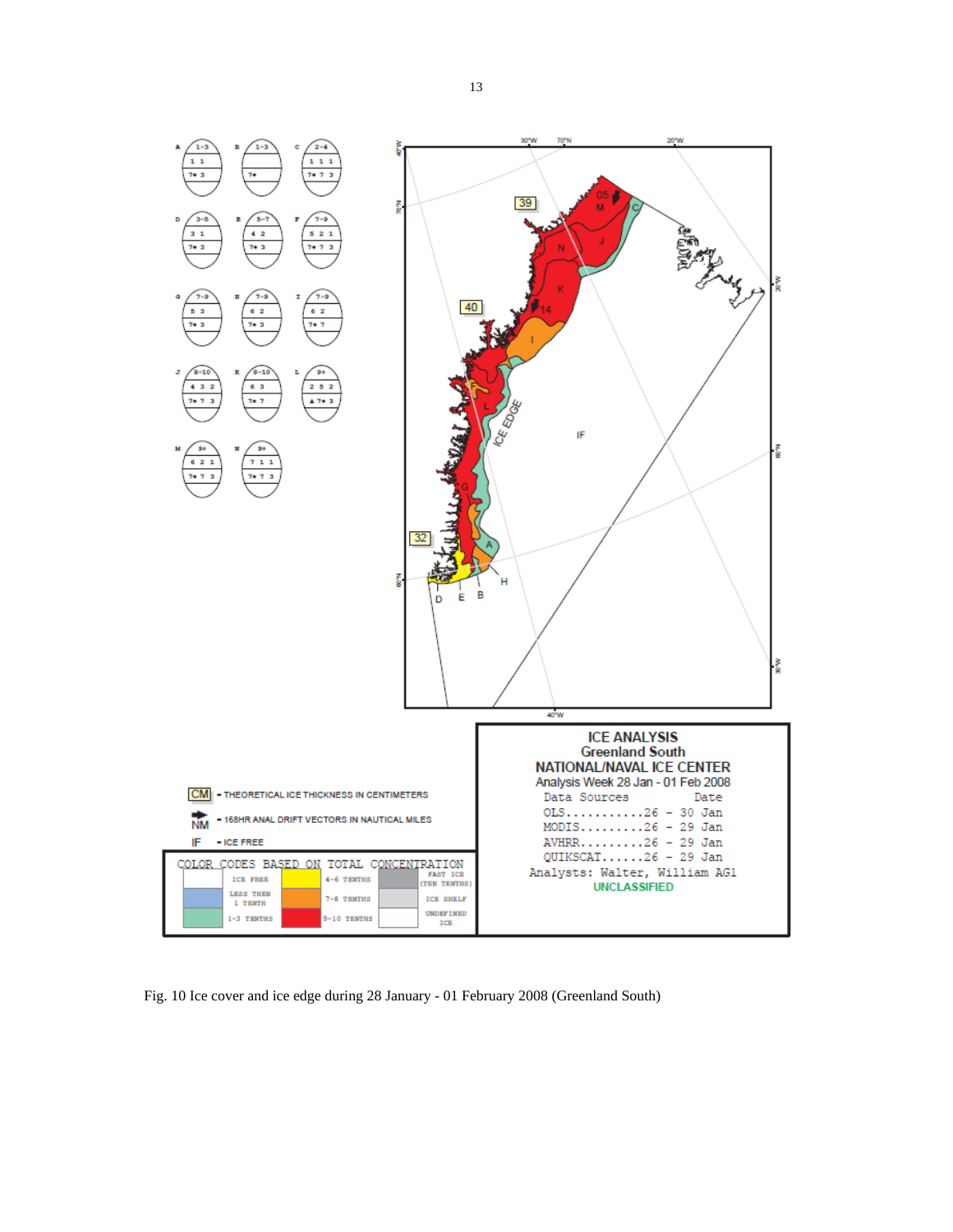Fig. 10 Ice cover and ice edge during 28 January - 01 February 2008 (Greenland South)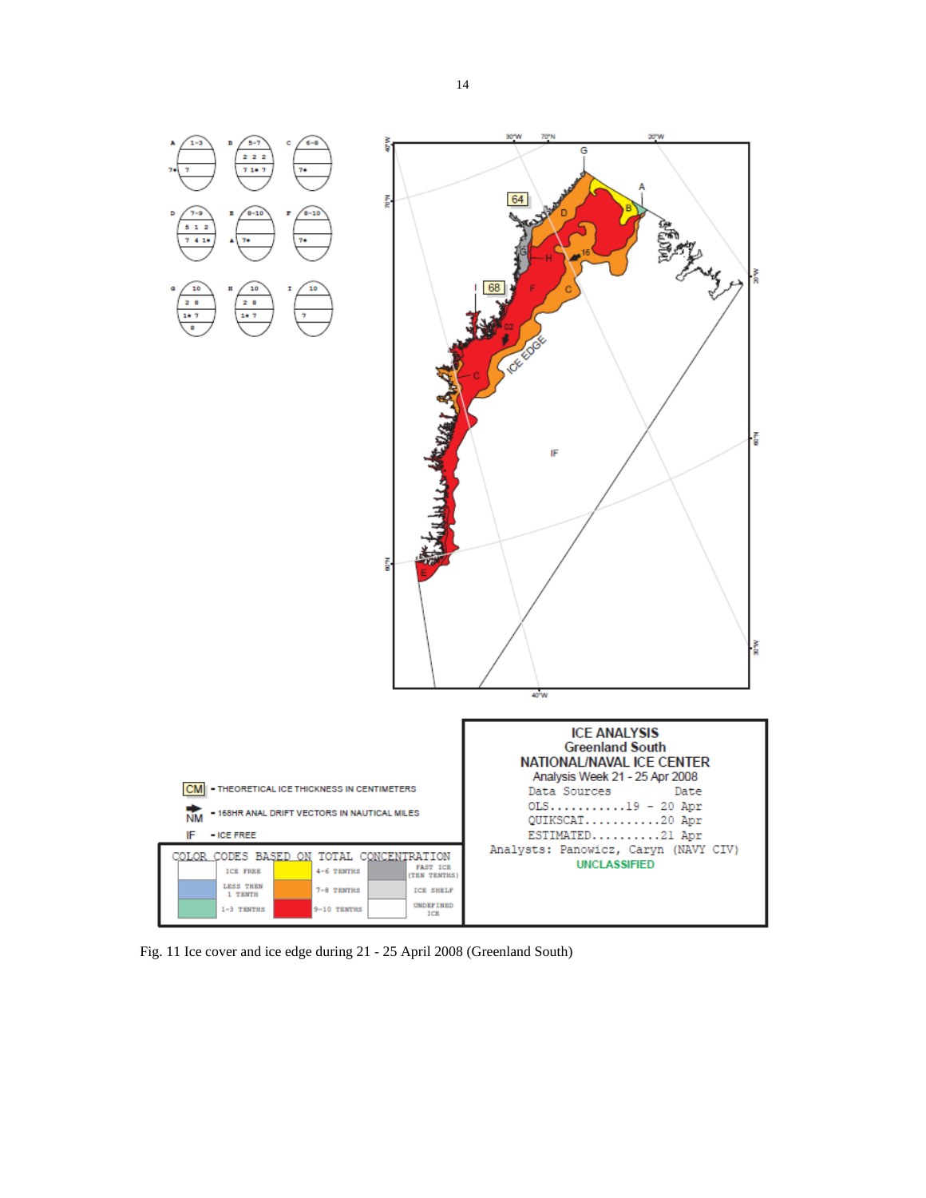Fig. 11 Ice cover and ice edge during 21 - 25 April 2008 (Greenland South)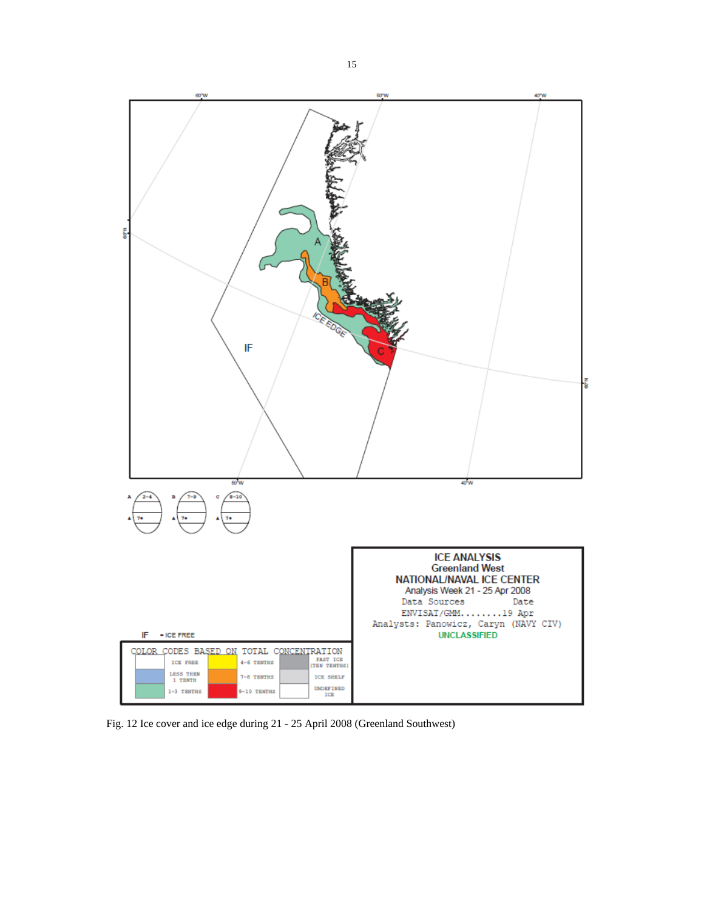Fig. 12 Ice cover and ice edge during 21 - 25 April 2008 (Greenland Southwest)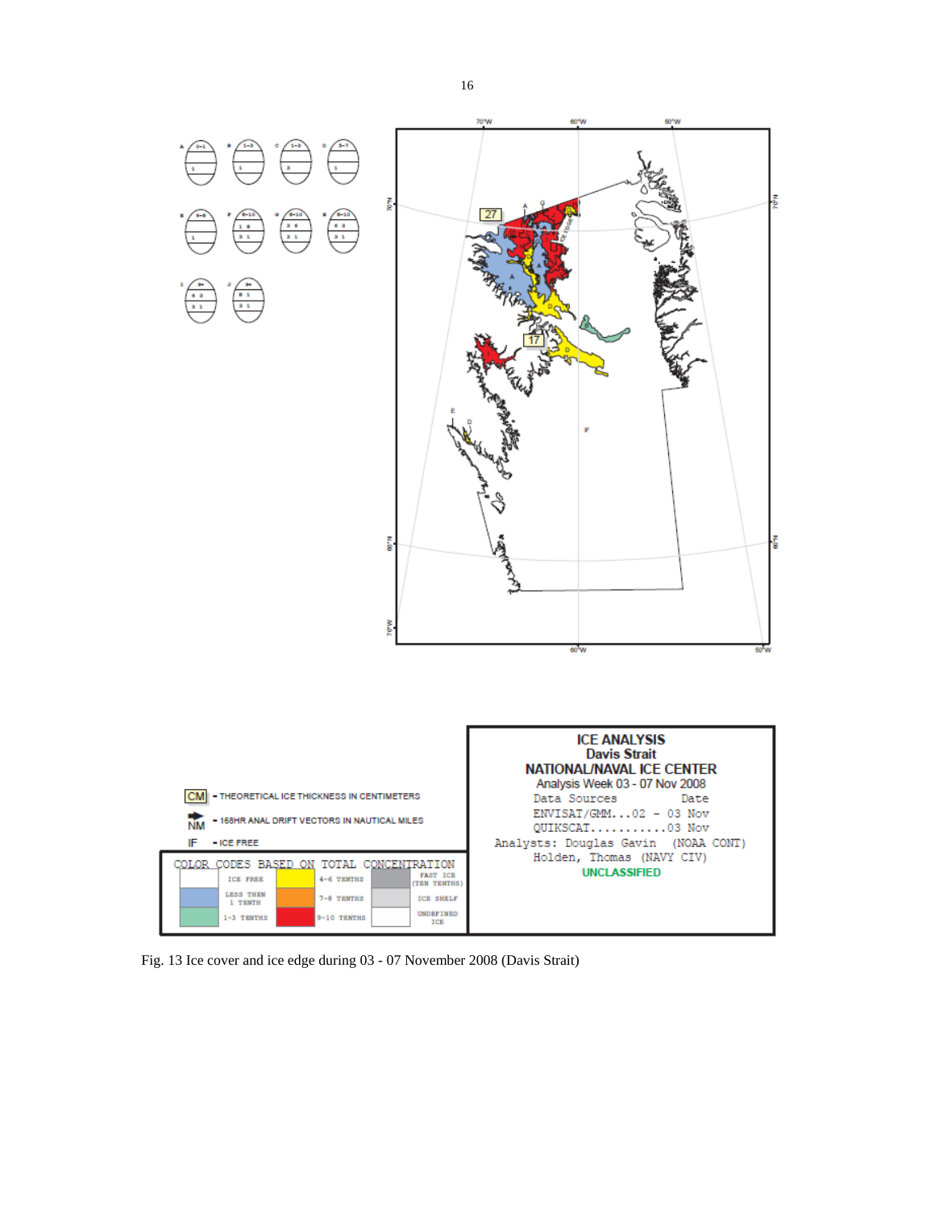Fig. 13 Ice cover and ice edge during 03 - 07 November 2008 (Davis Strait)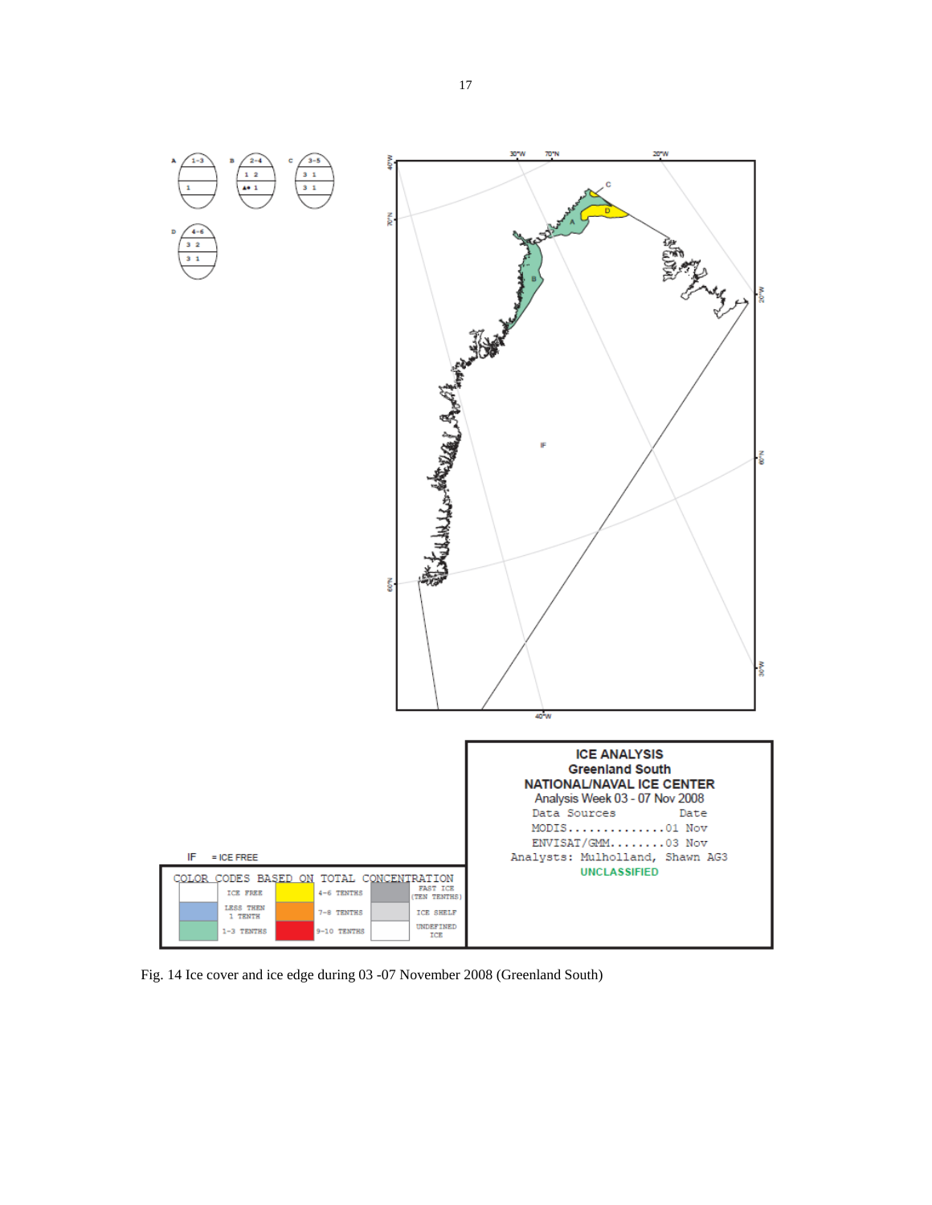Fig. 14 Ice cover and ice edge during 03 -07 November 2008 (Greenland South)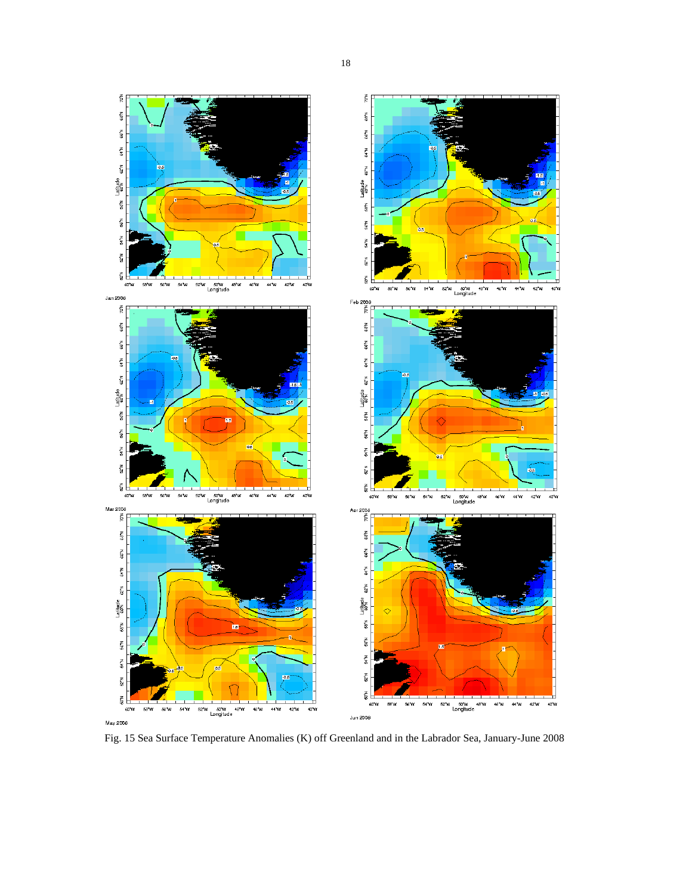Fig. 15 Sea Surface Temperature Anomalies (K) off Greenland and in the Labrador Sea, January-June 2008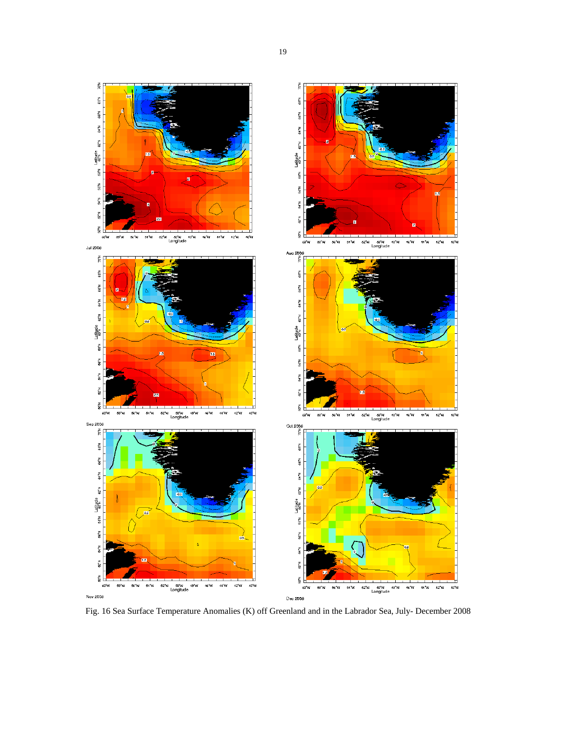Fig. 16 Sea Surface Temperature Anomalies (K) off Greenland and in the Labrador Sea, July- December 2008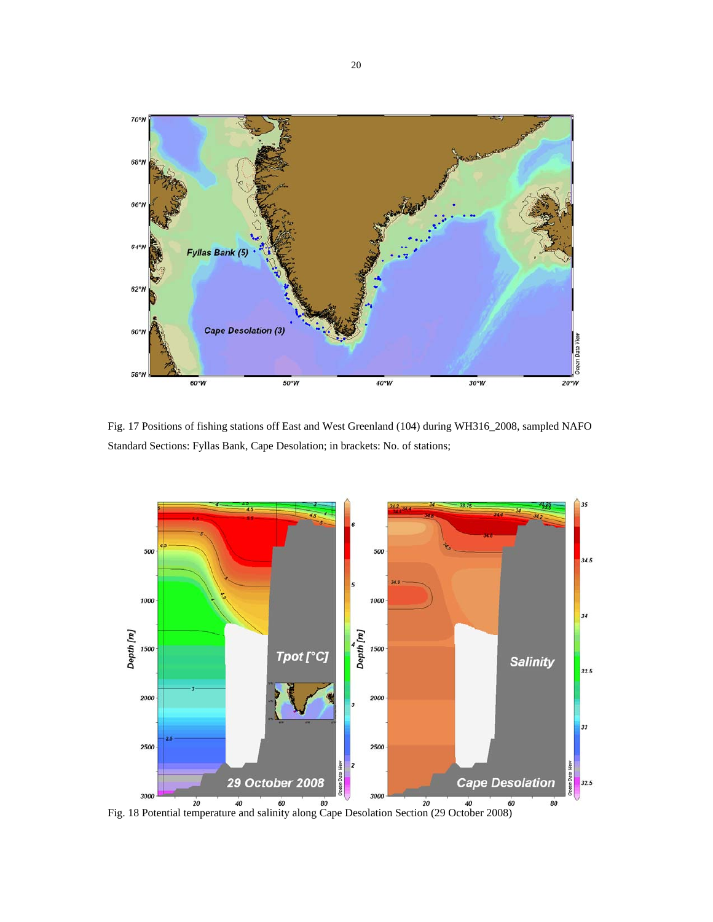Fig. 17 Positions of fishing stations off East and West Greenland (104) during WH316_2008, sampled NAFO Standard Sections: Fyllas Bank, Cape Desolation; in brackets: No. of stations;

Fig. 18 Potential temperature and salinity along Cape Desolation Section (29 October 2008)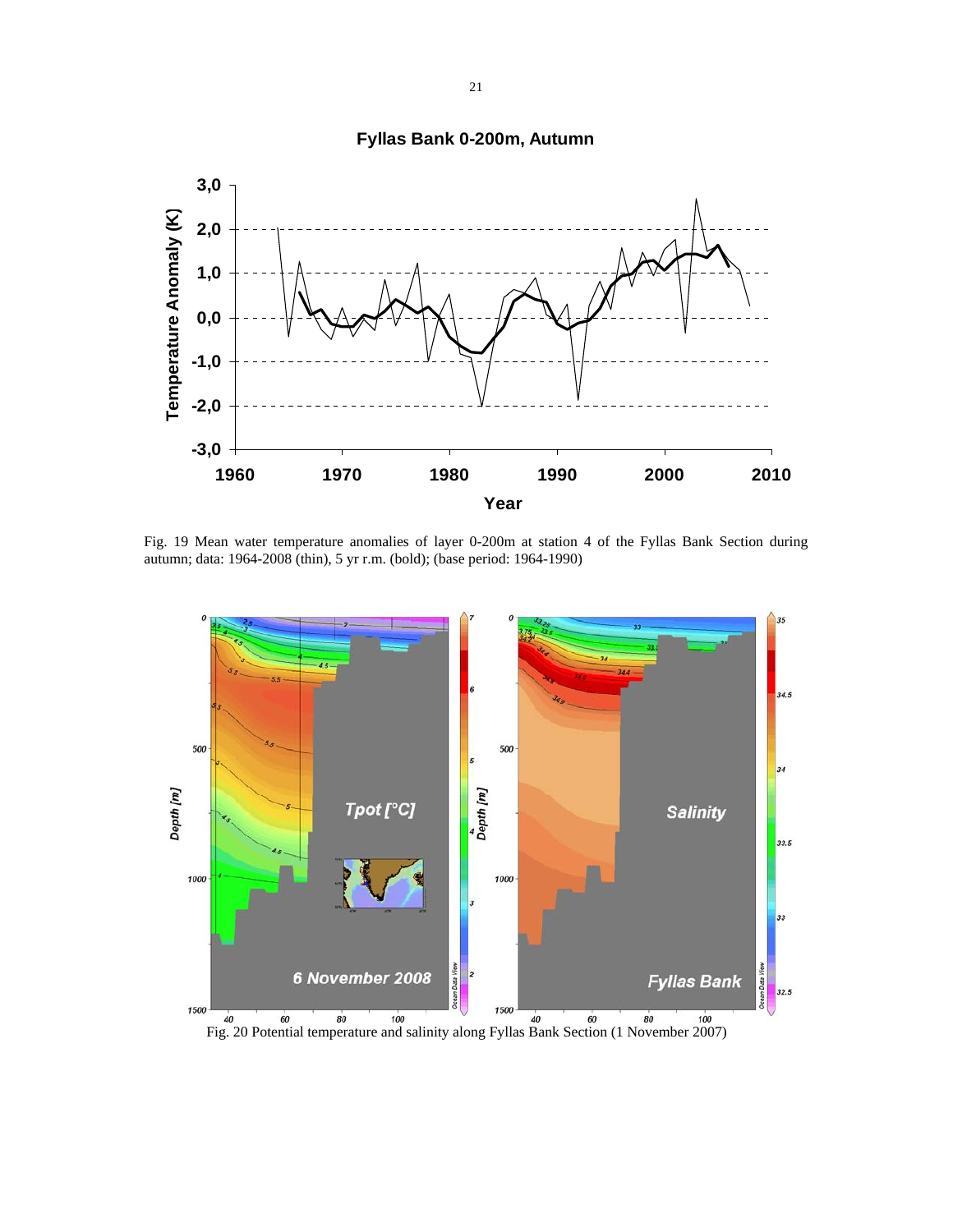Fig. 19 Mean water temperature anomalies of layer 0-200m at station 4 of the Fyllas Bank Section during autumn; data: 1964-2008 (thin), 5 yr r.m. (bold); (base period: 1964-1990)

Fig. 20 Potential temperature and salinity along Fyllas Bank Section (1 November 2007)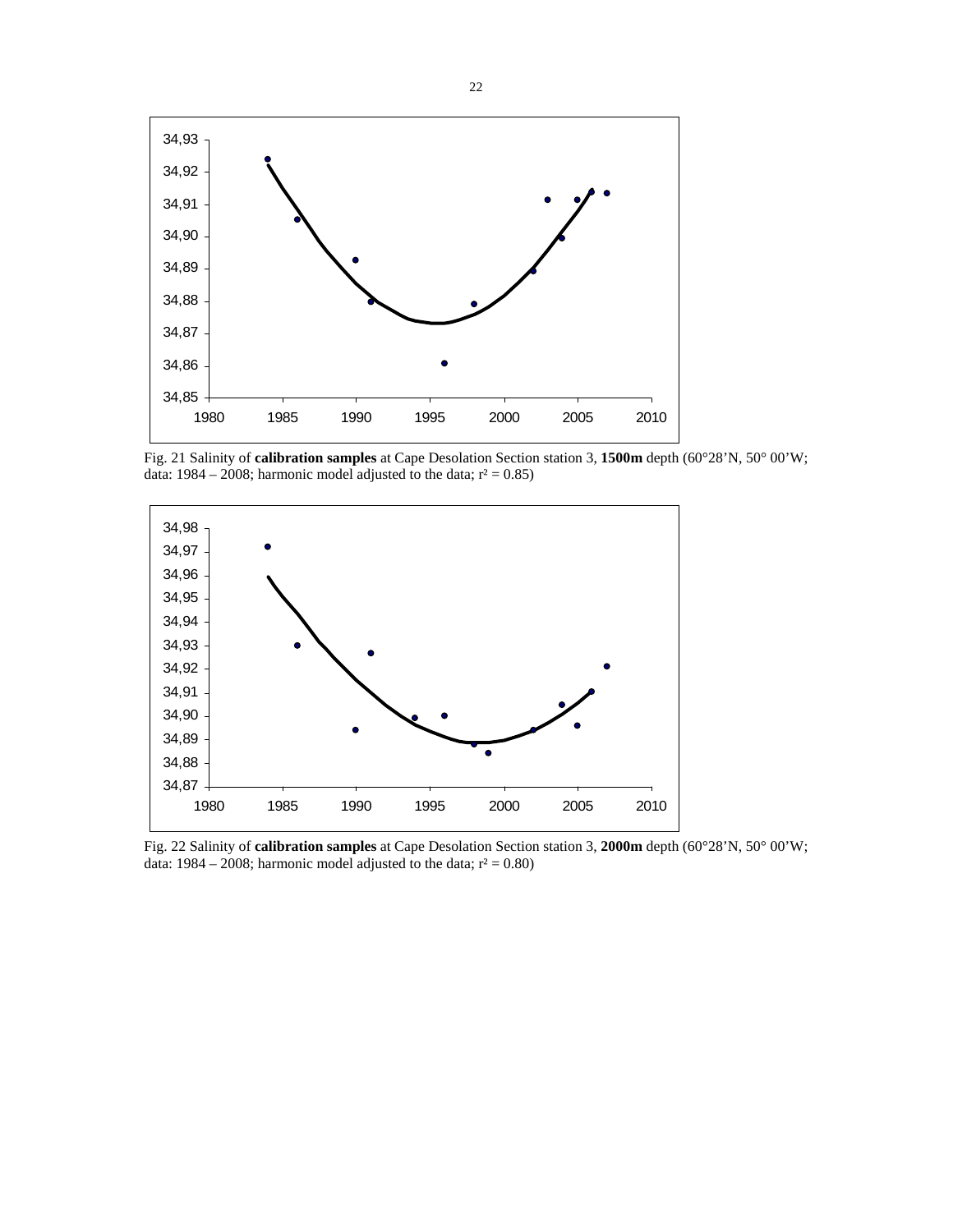Fig. 21 Salinity of **calibration samples** at Cape Desolation Section station 3, **1500m** depth (60°28'N, 50° 00'W; data: 1984 – 2008; harmonic model adjusted to the data; $r^2 = 0.85$)

Fig. 22 Salinity of **calibration samples** at Cape Desolation Section station 3, **2000m** depth (60°28'N, 50° 00'W; data: 1984 – 2008; harmonic model adjusted to the data; $r^2 = 0.80$)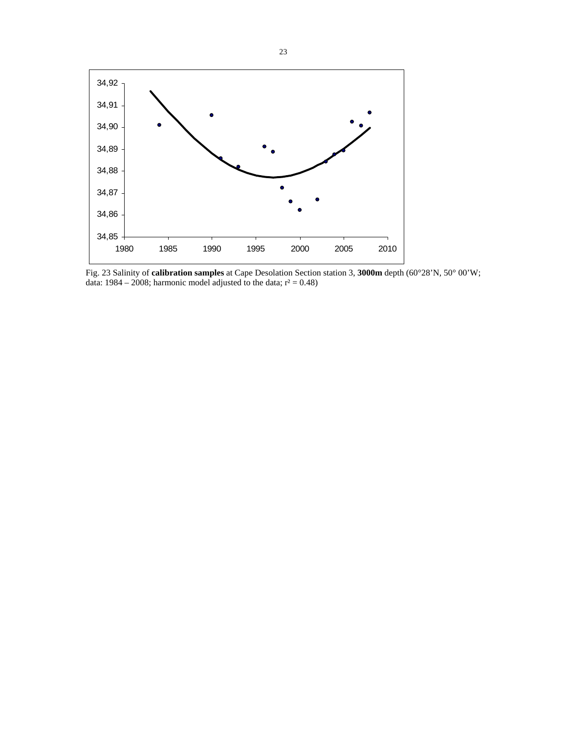34,92
34,91
34,90
34,89
34,88
34,87
34,86
34,85

1980 1985 1990 1995 2000 2005 2010

Fig. 23 Salinity of **calibration samples** at Cape Desolation Section station 3, **3000m** depth (60°28'N, 50° 00'W; data: 1984 – 2008; harmonic model adjusted to the data; $r^2 = 0.48$)